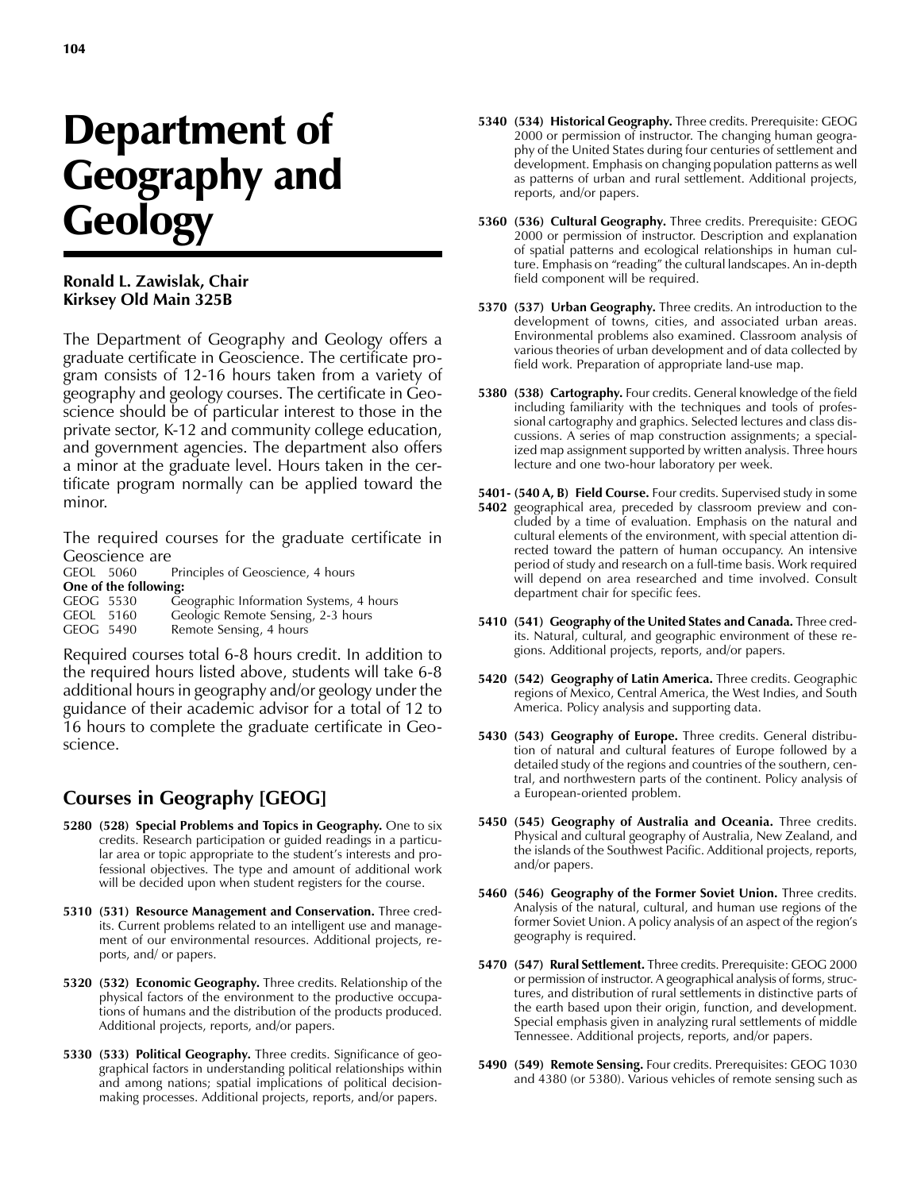# Department of Geography and Geology

**Ronald L. Zawislak, Chair**
**Kirksey Old Main 325B**

The Department of Geography and Geology offers a graduate certificate in Geoscience. The certificate program consists of 12-16 hours taken from a variety of geography and geology courses. The certificate in Geoscience should be of particular interest to those in the private sector, K-12 and community college education, and government agencies. The department also offers a minor at the graduate level. Hours taken in the certificate program normally can be applied toward the minor.

The required courses for the graduate certificate in Geoscience are

GEOL 5060 Principles of Geoscience, 4 hours

**One of the following:**

GEOG 5530 Geographic Information Systems, 4 hours
GEOL 5160 Geologic Remote Sensing, 2-3 hours
GEOG 5490 Remote Sensing, 4 hours

Required courses total 6-8 hours credit. In addition to the required hours listed above, students will take 6-8 additional hours in geography and/or geology under the guidance of their academic advisor for a total of 12 to 16 hours to complete the graduate certificate in Geoscience.

## Courses in Geography [GEOG]

**5280 (528) Special Problems and Topics in Geography.** One to six credits. Research participation or guided readings in a particular area or topic appropriate to the student's interests and professional objectives. The type and amount of additional work will be decided upon when student registers for the course.

**5310 (531) Resource Management and Conservation.** Three credits. Current problems related to an intelligent use and management of our environmental resources. Additional projects, reports, and/ or papers.

**5320 (532) Economic Geography.** Three credits. Relationship of the physical factors of the environment to the productive occupations of humans and the distribution of the products produced. Additional projects, reports, and/or papers.

**5330 (533) Political Geography.** Three credits. Significance of geographical factors in understanding political relationships within and among nations; spatial implications of political decision-making processes. Additional projects, reports, and/or papers.

**5340 (534) Historical Geography.** Three credits. Prerequisite: GEOG 2000 or permission of instructor. The changing human geography of the United States during four centuries of settlement and development. Emphasis on changing population patterns as well as patterns of urban and rural settlement. Additional projects, reports, and/or papers.

**5360 (536) Cultural Geography.** Three credits. Prerequisite: GEOG 2000 or permission of instructor. Description and explanation of spatial patterns and ecological relationships in human culture. Emphasis on "reading" the cultural landscapes. An in-depth field component will be required.

**5370 (537) Urban Geography.** Three credits. An introduction to the development of towns, cities, and associated urban areas. Environmental problems also examined. Classroom analysis of various theories of urban development and of data collected by field work. Preparation of appropriate land-use map.

**5380 (538) Cartography.** Four credits. General knowledge of the field including familiarity with the techniques and tools of professional cartography and graphics. Selected lectures and class discussions. A series of map construction assignments; a specialized map assignment supported by written analysis. Three hours lecture and one two-hour laboratory per week.

**5401- 5402 (540 A, B) Field Course.** Four credits. Supervised study in some geographical area, preceded by classroom preview and concluded by a time of evaluation. Emphasis on the natural and cultural elements of the environment, with special attention directed toward the pattern of human occupancy. An intensive period of study and research on a full-time basis. Work required will depend on area researched and time involved. Consult department chair for specific fees.

**5410 (541) Geography of the United States and Canada.** Three credits. Natural, cultural, and geographic environment of these regions. Additional projects, reports, and/or papers.

**5420 (542) Geography of Latin America.** Three credits. Geographic regions of Mexico, Central America, the West Indies, and South America. Policy analysis and supporting data.

**5430 (543) Geography of Europe.** Three credits. General distribution of natural and cultural features of Europe followed by a detailed study of the regions and countries of the southern, central, and northwestern parts of the continent. Policy analysis of a European-oriented problem.

**5450 (545) Geography of Australia and Oceania.** Three credits. Physical and cultural geography of Australia, New Zealand, and the islands of the Southwest Pacific. Additional projects, reports, and/or papers.

**5460 (546) Geography of the Former Soviet Union.** Three credits. Analysis of the natural, cultural, and human use regions of the former Soviet Union. A policy analysis of an aspect of the region's geography is required.

**5470 (547) Rural Settlement.** Three credits. Prerequisite: GEOG 2000 or permission of instructor. A geographical analysis of forms, structures, and distribution of rural settlements in distinctive parts of the earth based upon their origin, function, and development. Special emphasis given in analyzing rural settlements of middle Tennessee. Additional projects, reports, and/or papers.

**5490 (549) Remote Sensing.** Four credits. Prerequisites: GEOG 1030 and 4380 (or 5380). Various vehicles of remote sensing such as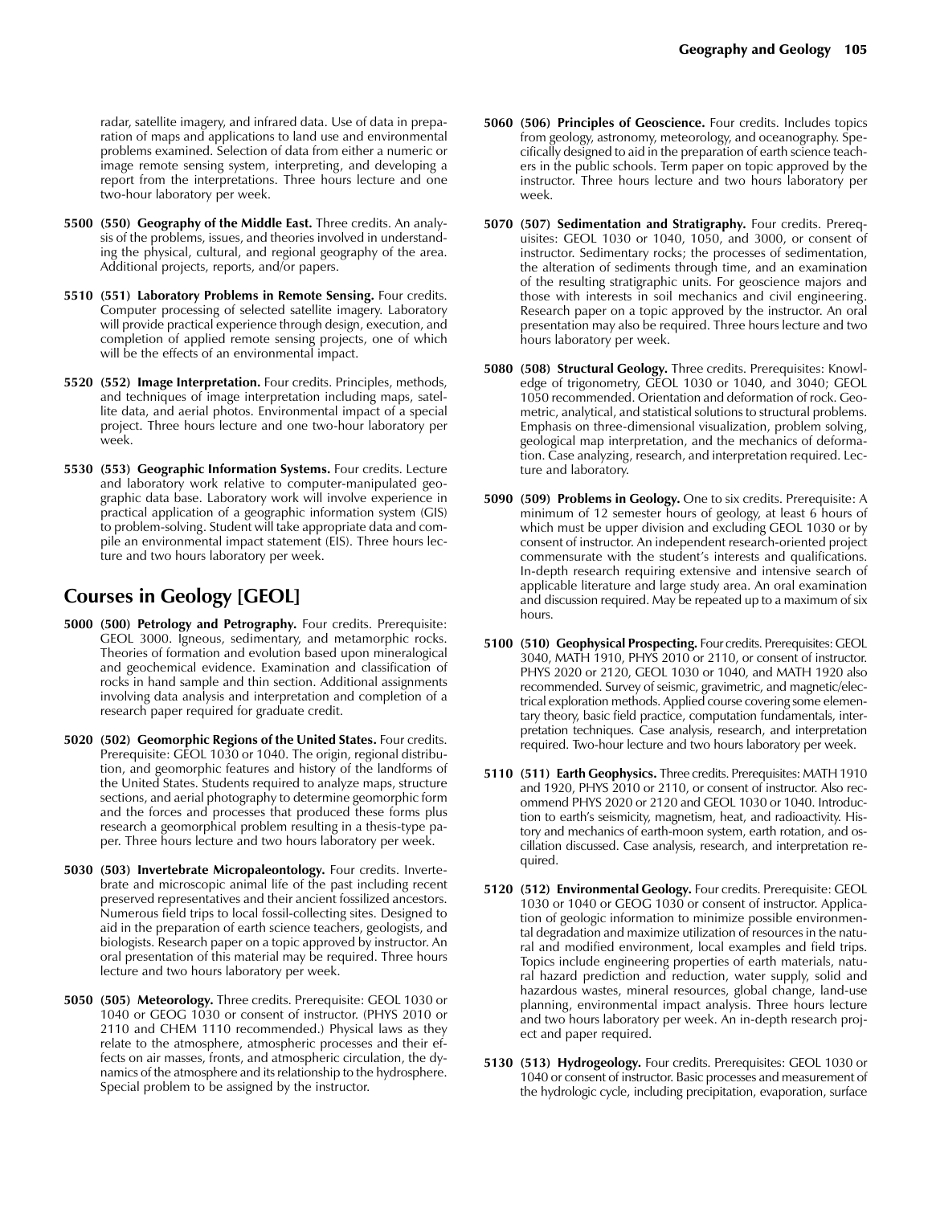radar, satellite imagery, and infrared data. Use of data in preparation of maps and applications to land use and environmental problems examined. Selection of data from either a numeric or image remote sensing system, interpreting, and developing a report from the interpretations. Three hours lecture and one two-hour laboratory per week.

**5500 (550) Geography of the Middle East.** Three credits. An analysis of the problems, issues, and theories involved in understanding the physical, cultural, and regional geography of the area. Additional projects, reports, and/or papers.

**5510 (551) Laboratory Problems in Remote Sensing.** Four credits. Computer processing of selected satellite imagery. Laboratory will provide practical experience through design, execution, and completion of applied remote sensing projects, one of which will be the effects of an environmental impact.

**5520 (552) Image Interpretation.** Four credits. Principles, methods, and techniques of image interpretation including maps, satellite data, and aerial photos. Environmental impact of a special project. Three hours lecture and one two-hour laboratory per week.

**5530 (553) Geographic Information Systems.** Four credits. Lecture and laboratory work relative to computer-manipulated geographic data base. Laboratory work will involve experience in practical application of a geographic information system (GIS) to problem-solving. Student will take appropriate data and compile an environmental impact statement (EIS). Three hours lecture and two hours laboratory per week.

## Courses in Geology [GEOL]

**5000 (500) Petrology and Petrography.** Four credits. Prerequisite: GEOL 3000. Igneous, sedimentary, and metamorphic rocks. Theories of formation and evolution based upon mineralogical and geochemical evidence. Examination and classification of rocks in hand sample and thin section. Additional assignments involving data analysis and interpretation and completion of a research paper required for graduate credit.

**5020 (502) Geomorphic Regions of the United States.** Four credits. Prerequisite: GEOL 1030 or 1040. The origin, regional distribution, and geomorphic features and history of the landforms of the United States. Students required to analyze maps, structure sections, and aerial photography to determine geomorphic form and the forces and processes that produced these forms plus research a geomorphical problem resulting in a thesis-type paper. Three hours lecture and two hours laboratory per week.

**5030 (503) Invertebrate Micropaleontology.** Four credits. Invertebrate and microscopic animal life of the past including recent preserved representatives and their ancient fossilized ancestors. Numerous field trips to local fossil-collecting sites. Designed to aid in the preparation of earth science teachers, geologists, and biologists. Research paper on a topic approved by instructor. An oral presentation of this material may be required. Three hours lecture and two hours laboratory per week.

**5050 (505) Meteorology.** Three credits. Prerequisite: GEOL 1030 or 1040 or GEOG 1030 or consent of instructor. (PHYS 2010 or 2110 and CHEM 1110 recommended.) Physical laws as they relate to the atmosphere, atmospheric processes and their effects on air masses, fronts, and atmospheric circulation, the dynamics of the atmosphere and its relationship to the hydrosphere. Special problem to be assigned by the instructor.

**5060 (506) Principles of Geoscience.** Four credits. Includes topics from geology, astronomy, meteorology, and oceanography. Specifically designed to aid in the preparation of earth science teachers in the public schools. Term paper on topic approved by the instructor. Three hours lecture and two hours laboratory per week.

**5070 (507) Sedimentation and Stratigraphy.** Four credits. Prerequisites: GEOL 1030 or 1040, 1050, and 3000, or consent of instructor. Sedimentary rocks; the processes of sedimentation, the alteration of sediments through time, and an examination of the resulting stratigraphic units. For geoscience majors and those with interests in soil mechanics and civil engineering. Research paper on a topic approved by the instructor. An oral presentation may also be required. Three hours lecture and two hours laboratory per week.

**5080 (508) Structural Geology.** Three credits. Prerequisites: Knowledge of trigonometry, GEOL 1030 or 1040, and 3040; GEOL 1050 recommended. Orientation and deformation of rock. Geometric, analytical, and statistical solutions to structural problems. Emphasis on three-dimensional visualization, problem solving, geological map interpretation, and the mechanics of deformation. Case analyzing, research, and interpretation required. Lecture and laboratory.

**5090 (509) Problems in Geology.** One to six credits. Prerequisite: A minimum of 12 semester hours of geology, at least 6 hours of which must be upper division and excluding GEOL 1030 or by consent of instructor. An independent research-oriented project commensurate with the student's interests and qualifications. In-depth research requiring extensive and intensive search of applicable literature and large study area. An oral examination and discussion required. May be repeated up to a maximum of six hours.

**5100 (510) Geophysical Prospecting.** Four credits. Prerequisites: GEOL 3040, MATH 1910, PHYS 2010 or 2110, or consent of instructor. PHYS 2020 or 2120, GEOL 1030 or 1040, and MATH 1920 also recommended. Survey of seismic, gravimetric, and magnetic/electrical exploration methods. Applied course covering some elementary theory, basic field practice, computation fundamentals, interpretation techniques. Case analysis, research, and interpretation required. Two-hour lecture and two hours laboratory per week.

**5110 (511) Earth Geophysics.** Three credits. Prerequisites: MATH 1910 and 1920, PHYS 2010 or 2110, or consent of instructor. Also recommend PHYS 2020 or 2120 and GEOL 1030 or 1040. Introduction to earth's seismicity, magnetism, heat, and radioactivity. History and mechanics of earth-moon system, earth rotation, and oscillation discussed. Case analysis, research, and interpretation required.

**5120 (512) Environmental Geology.** Four credits. Prerequisite: GEOL 1030 or 1040 or GEOG 1030 or consent of instructor. Application of geologic information to minimize possible environmental degradation and maximize utilization of resources in the natural and modified environment, local examples and field trips. Topics include engineering properties of earth materials, natural hazard prediction and reduction, water supply, solid and hazardous wastes, mineral resources, global change, land-use planning, environmental impact analysis. Three hours lecture and two hours laboratory per week. An in-depth research project and paper required.

**5130 (513) Hydrogeology.** Four credits. Prerequisites: GEOL 1030 or 1040 or consent of instructor. Basic processes and measurement of the hydrologic cycle, including precipitation, evaporation, surface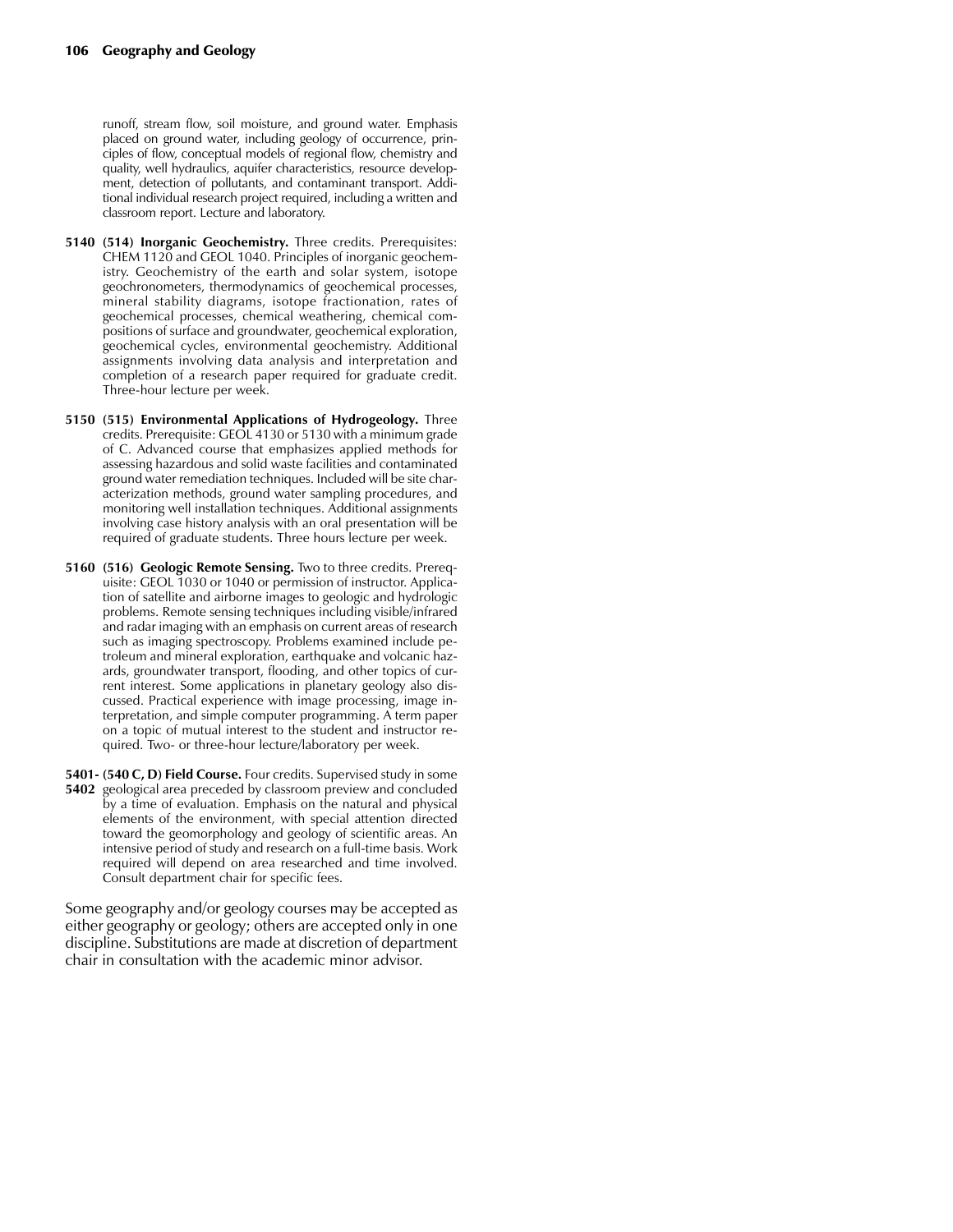runoff, stream flow, soil moisture, and ground water. Emphasis placed on ground water, including geology of occurrence, principles of flow, conceptual models of regional flow, chemistry and quality, well hydraulics, aquifer characteristics, resource development, detection of pollutants, and contaminant transport. Additional individual research project required, including a written and classroom report. Lecture and laboratory.

**5140 (514) Inorganic Geochemistry.** Three credits. Prerequisites: CHEM 1120 and GEOL 1040. Principles of inorganic geochemistry. Geochemistry of the earth and solar system, isotope geochronometers, thermodynamics of geochemical processes, mineral stability diagrams, isotope fractionation, rates of geochemical processes, chemical weathering, chemical compositions of surface and groundwater, geochemical exploration, geochemical cycles, environmental geochemistry. Additional assignments involving data analysis and interpretation and completion of a research paper required for graduate credit. Three-hour lecture per week.

**5150 (515) Environmental Applications of Hydrogeology.** Three credits. Prerequisite: GEOL 4130 or 5130 with a minimum grade of C. Advanced course that emphasizes applied methods for assessing hazardous and solid waste facilities and contaminated ground water remediation techniques. Included will be site characterization methods, ground water sampling procedures, and monitoring well installation techniques. Additional assignments involving case history analysis with an oral presentation will be required of graduate students. Three hours lecture per week.

**5160 (516) Geologic Remote Sensing.** Two to three credits. Prerequisite: GEOL 1030 or 1040 or permission of instructor. Application of satellite and airborne images to geologic and hydrologic problems. Remote sensing techniques including visible/infrared and radar imaging with an emphasis on current areas of research such as imaging spectroscopy. Problems examined include petroleum and mineral exploration, earthquake and volcanic hazards, groundwater transport, flooding, and other topics of current interest. Some applications in planetary geology also discussed. Practical experience with image processing, image interpretation, and simple computer programming. A term paper on a topic of mutual interest to the student and instructor required. Two- or three-hour lecture/laboratory per week.

**5401- 5402 (540 C, D) Field Course.** Four credits. Supervised study in some geological area preceded by classroom preview and concluded by a time of evaluation. Emphasis on the natural and physical elements of the environment, with special attention directed toward the geomorphology and geology of scientific areas. An intensive period of study and research on a full-time basis. Work required will depend on area researched and time involved. Consult department chair for specific fees.

Some geography and/or geology courses may be accepted as either geography or geology; others are accepted only in one discipline. Substitutions are made at discretion of department chair in consultation with the academic minor advisor.